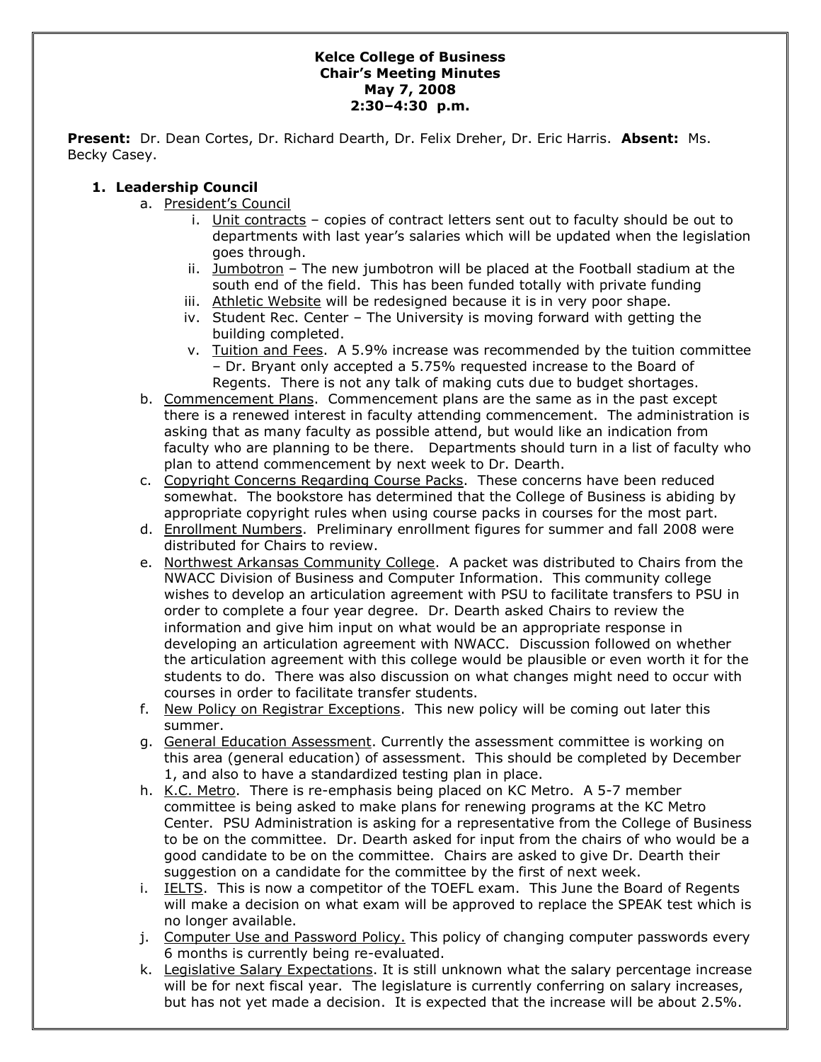**Kelce College of Business**
**Chair's Meeting Minutes**
**May 7, 2008**
**2:30–4:30 p.m.**

**Present:** Dr. Dean Cortes, Dr. Richard Dearth, Dr. Felix Dreher, Dr. Eric Harris. **Absent:** Ms. Becky Casey.

1. **Leadership Council**
   a. President's Council
      i. Unit contracts – copies of contract letters sent out to faculty should be out to departments with last year's salaries which will be updated when the legislation goes through.
      ii. Jumbotron – The new jumbotron will be placed at the Football stadium at the south end of the field. This has been funded totally with private funding
      iii. Athletic Website will be redesigned because it is in very poor shape.
      iv. Student Rec. Center – The University is moving forward with getting the building completed.
      v. Tuition and Fees. A 5.9% increase was recommended by the tuition committee – Dr. Bryant only accepted a 5.75% requested increase to the Board of Regents. There is not any talk of making cuts due to budget shortages.

   b. Commencement Plans. Commencement plans are the same as in the past except there is a renewed interest in faculty attending commencement. The administration is asking that as many faculty as possible attend, but would like an indication from faculty who are planning to be there. Departments should turn in a list of faculty who plan to attend commencement by next week to Dr. Dearth.

   c. Copyright Concerns Regarding Course Packs. These concerns have been reduced somewhat. The bookstore has determined that the College of Business is abiding by appropriate copyright rules when using course packs in courses for the most part.

   d. Enrollment Numbers. Preliminary enrollment figures for summer and fall 2008 were distributed for Chairs to review.

   e. Northwest Arkansas Community College. A packet was distributed to Chairs from the NWACC Division of Business and Computer Information. This community college wishes to develop an articulation agreement with PSU to facilitate transfers to PSU in order to complete a four year degree. Dr. Dearth asked Chairs to review the information and give him input on what would be an appropriate response in developing an articulation agreement with NWACC. Discussion followed on whether the articulation agreement with this college would be plausible or even worth it for the students to do. There was also discussion on what changes might need to occur with courses in order to facilitate transfer students.

   f. New Policy on Registrar Exceptions. This new policy will be coming out later this summer.

   g. General Education Assessment. Currently the assessment committee is working on this area (general education) of assessment. This should be completed by December 1, and also to have a standardized testing plan in place.

   h. K.C. Metro. There is re-emphasis being placed on KC Metro. A 5-7 member committee is being asked to make plans for renewing programs at the KC Metro Center. PSU Administration is asking for a representative from the College of Business to be on the committee. Dr. Dearth asked for input from the chairs of who would be a good candidate to be on the committee. Chairs are asked to give Dr. Dearth their suggestion on a candidate for the committee by the first of next week.

   i. IELTS. This is now a competitor of the TOEFL exam. This June the Board of Regents will make a decision on what exam will be approved to replace the SPEAK test which is no longer available.

   j. Computer Use and Password Policy. This policy of changing computer passwords every 6 months is currently being re-evaluated.

   k. Legislative Salary Expectations. It is still unknown what the salary percentage increase will be for next fiscal year. The legislature is currently conferring on salary increases, but has not yet made a decision. It is expected that the increase will be about 2.5%.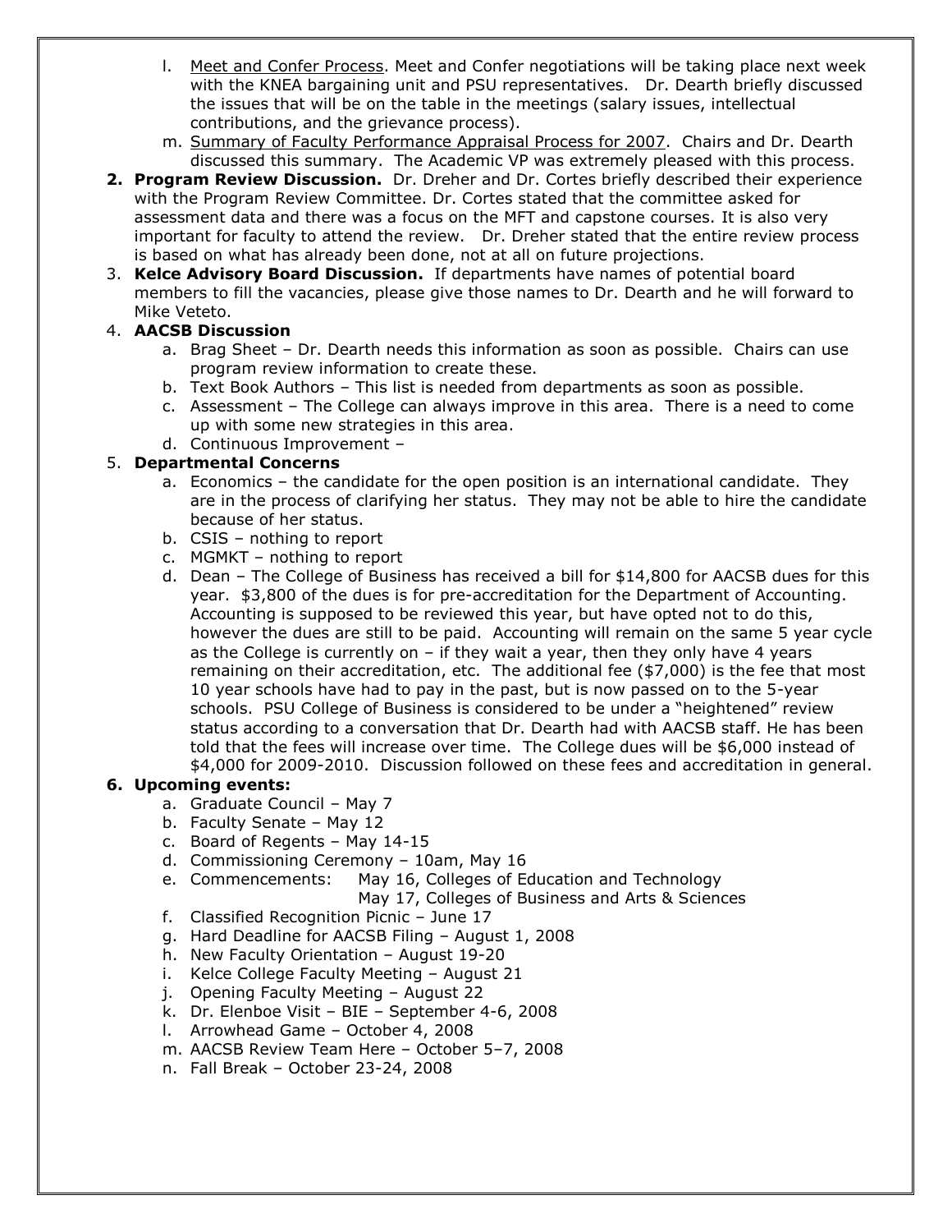l. <u>Meet and Confer Process</u>. Meet and Confer negotiations will be taking place next week with the KNEA bargaining unit and PSU representatives. Dr. Dearth briefly discussed the issues that will be on the table in the meetings (salary issues, intellectual contributions, and the grievance process).
   m. <u>Summary of Faculty Performance Appraisal Process for 2007</u>. Chairs and Dr. Dearth discussed this summary. The Academic VP was extremely pleased with this process.

2. **Program Review Discussion.** Dr. Dreher and Dr. Cortes briefly described their experience with the Program Review Committee. Dr. Cortes stated that the committee asked for assessment data and there was a focus on the MFT and capstone courses. It is also very important for faculty to attend the review. Dr. Dreher stated that the entire review process is based on what has already been done, not at all on future projections.

3. **Kelce Advisory Board Discussion.** If departments have names of potential board members to fill the vacancies, please give those names to Dr. Dearth and he will forward to Mike Veteto.

4. **AACSB Discussion**
   a. Brag Sheet – Dr. Dearth needs this information as soon as possible. Chairs can use program review information to create these.
   b. Text Book Authors – This list is needed from departments as soon as possible.
   c. Assessment – The College can always improve in this area. There is a need to come up with some new strategies in this area.
   d. Continuous Improvement –

5. **Departmental Concerns**
   a. Economics – the candidate for the open position is an international candidate. They are in the process of clarifying her status. They may not be able to hire the candidate because of her status.
   b. CSIS – nothing to report
   c. MGMKT – nothing to report
   d. Dean – The College of Business has received a bill for $14,800 for AACSB dues for this year. $3,800 of the dues is for pre-accreditation for the Department of Accounting. Accounting is supposed to be reviewed this year, but have opted not to do this, however the dues are still to be paid. Accounting will remain on the same 5 year cycle as the College is currently on – if they wait a year, then they only have 4 years remaining on their accreditation, etc. The additional fee ($7,000) is the fee that most 10 year schools have had to pay in the past, but is now passed on to the 5-year schools. PSU College of Business is considered to be under a "heightened" review status according to a conversation that Dr. Dearth had with AACSB staff. He has been told that the fees will increase over time. The College dues will be $6,000 instead of $4,000 for 2009-2010. Discussion followed on these fees and accreditation in general.

6. **Upcoming events:**
   a. Graduate Council – May 7
   b. Faculty Senate – May 12
   c. Board of Regents – May 14-15
   d. Commissioning Ceremony – 10am, May 16
   e. Commencements: May 16, Colleges of Education and Technology
      May 17, Colleges of Business and Arts & Sciences
   f. Classified Recognition Picnic – June 17
   g. Hard Deadline for AACSB Filing – August 1, 2008
   h. New Faculty Orientation – August 19-20
   i. Kelce College Faculty Meeting – August 21
   j. Opening Faculty Meeting – August 22
   k. Dr. Elenboe Visit – BIE – September 4-6, 2008
   l. Arrowhead Game – October 4, 2008
   m. AACSB Review Team Here – October 5–7, 2008
   n. Fall Break – October 23-24, 2008